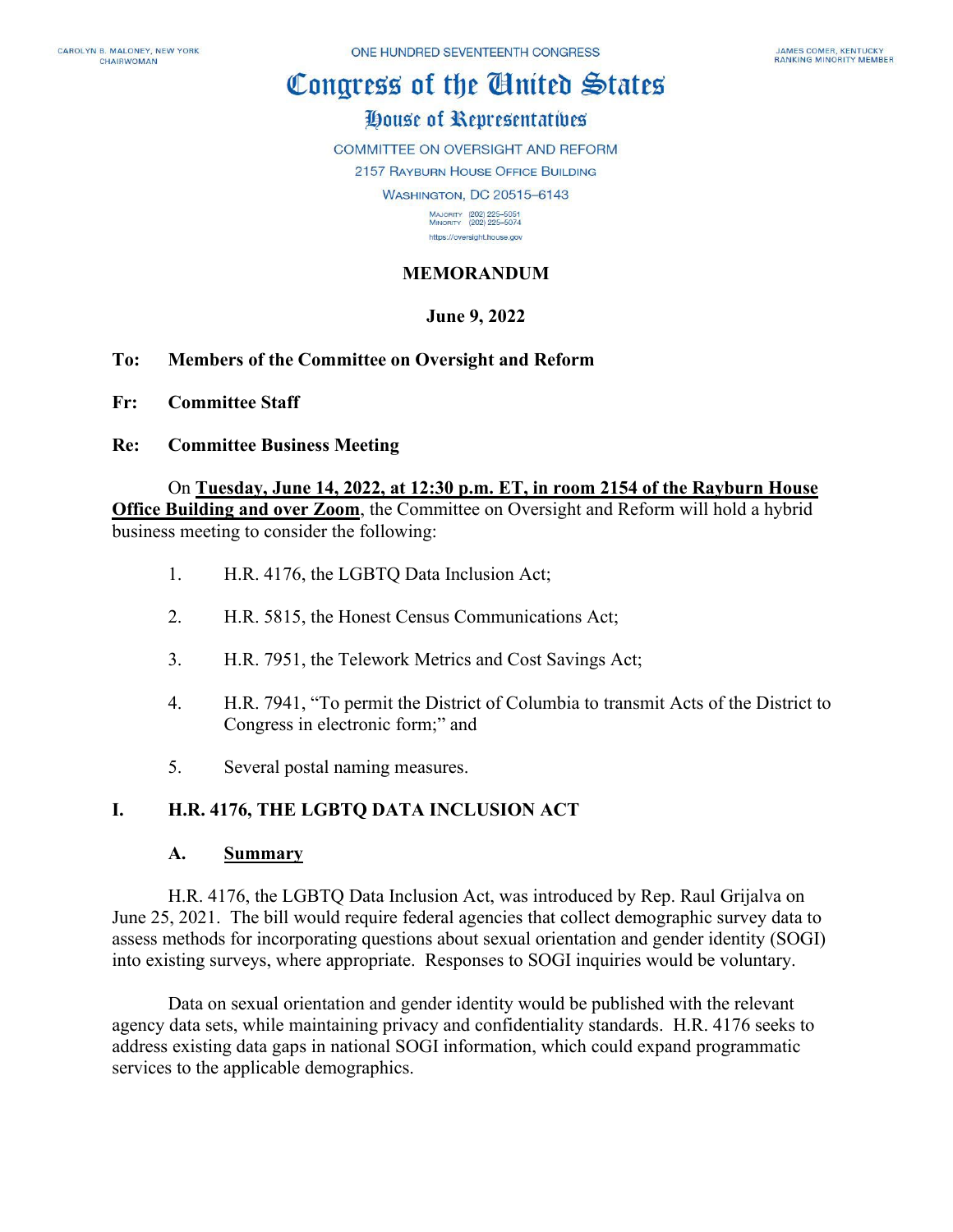CAROLYN B. MALONEY, NEW YORK
CHAIRWOMAN

ONE HUNDRED SEVENTEENTH CONGRESS

JAMES COMER, KENTUCKY
RANKING MINORITY MEMBER

# Congress of the United States

## House of Representatives

COMMITTEE ON OVERSIGHT AND REFORM
2157 RAYBURN HOUSE OFFICE BUILDING
WASHINGTON, DC 20515–6143

MAJORITY (202) 225–5051
MINORITY (202) 225–5074
https://oversight.house.gov

**MEMORANDUM**

**June 9, 2022**

**To: Members of the Committee on Oversight and Reform**

**Fr: Committee Staff**

**Re: Committee Business Meeting**

On **Tuesday, June 14, 2022, at 12:30 p.m. ET, in room 2154 of the Rayburn House Office Building and over Zoom**, the Committee on Oversight and Reform will hold a hybrid business meeting to consider the following:

1. H.R. 4176, the LGBTQ Data Inclusion Act;
2. H.R. 5815, the Honest Census Communications Act;
3. H.R. 7951, the Telework Metrics and Cost Savings Act;
4. H.R. 7941, "To permit the District of Columbia to transmit Acts of the District to Congress in electronic form;" and
5. Several postal naming measures.

## I. H.R. 4176, THE LGBTQ DATA INCLUSION ACT

### A. Summary

H.R. 4176, the LGBTQ Data Inclusion Act, was introduced by Rep. Raul Grijalva on June 25, 2021. The bill would require federal agencies that collect demographic survey data to assess methods for incorporating questions about sexual orientation and gender identity (SOGI) into existing surveys, where appropriate. Responses to SOGI inquiries would be voluntary.

Data on sexual orientation and gender identity would be published with the relevant agency data sets, while maintaining privacy and confidentiality standards. H.R. 4176 seeks to address existing data gaps in national SOGI information, which could expand programmatic services to the applicable demographics.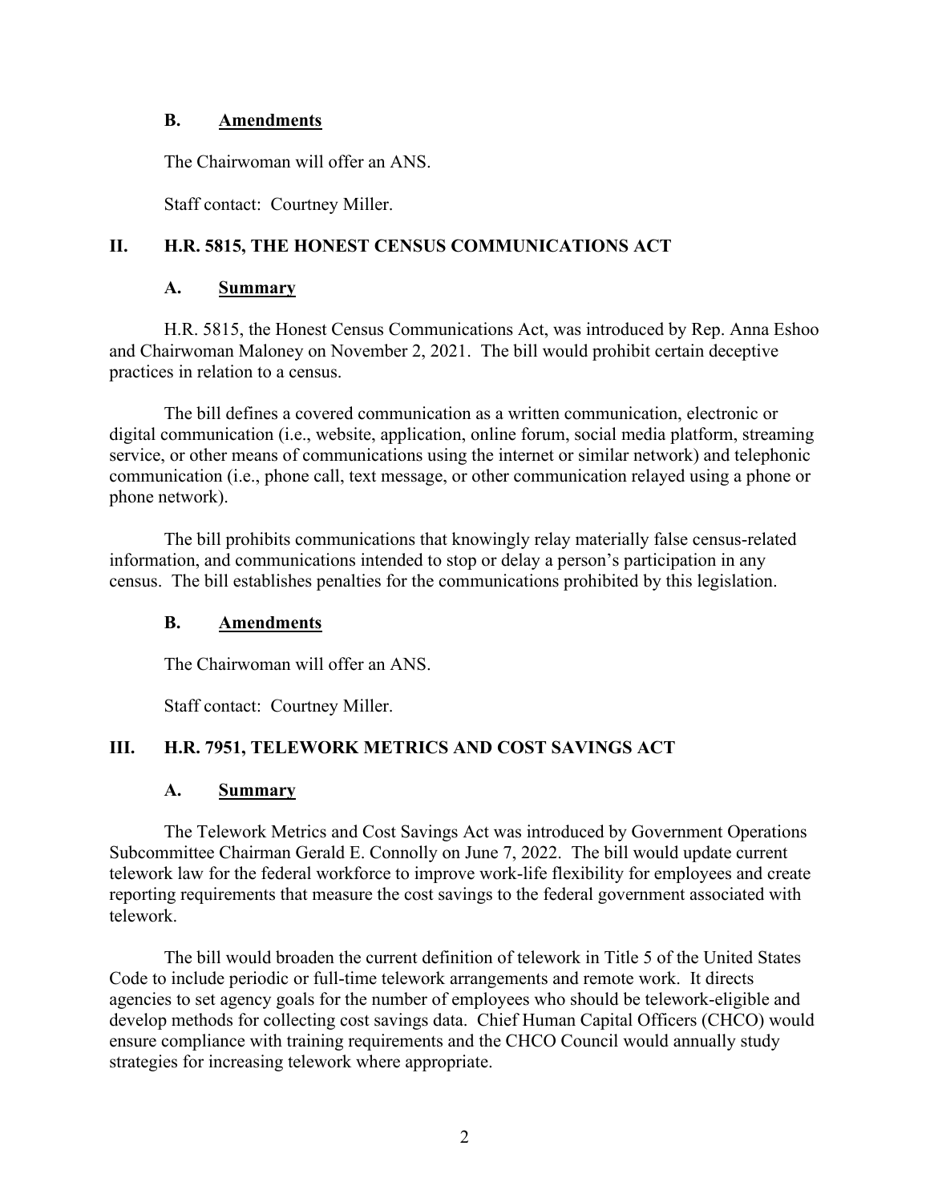### B. Amendments

The Chairwoman will offer an ANS.

Staff contact: Courtney Miller.

## II. H.R. 5815, THE HONEST CENSUS COMMUNICATIONS ACT

### A. Summary

H.R. 5815, the Honest Census Communications Act, was introduced by Rep. Anna Eshoo and Chairwoman Maloney on November 2, 2021. The bill would prohibit certain deceptive practices in relation to a census.

The bill defines a covered communication as a written communication, electronic or digital communication (i.e., website, application, online forum, social media platform, streaming service, or other means of communications using the internet or similar network) and telephonic communication (i.e., phone call, text message, or other communication relayed using a phone or phone network).

The bill prohibits communications that knowingly relay materially false census-related information, and communications intended to stop or delay a person's participation in any census. The bill establishes penalties for the communications prohibited by this legislation.

### B. Amendments

The Chairwoman will offer an ANS.

Staff contact: Courtney Miller.

## III. H.R. 7951, TELEWORK METRICS AND COST SAVINGS ACT

### A. Summary

The Telework Metrics and Cost Savings Act was introduced by Government Operations Subcommittee Chairman Gerald E. Connolly on June 7, 2022. The bill would update current telework law for the federal workforce to improve work-life flexibility for employees and create reporting requirements that measure the cost savings to the federal government associated with telework.

The bill would broaden the current definition of telework in Title 5 of the United States Code to include periodic or full-time telework arrangements and remote work. It directs agencies to set agency goals for the number of employees who should be telework-eligible and develop methods for collecting cost savings data. Chief Human Capital Officers (CHCO) would ensure compliance with training requirements and the CHCO Council would annually study strategies for increasing telework where appropriate.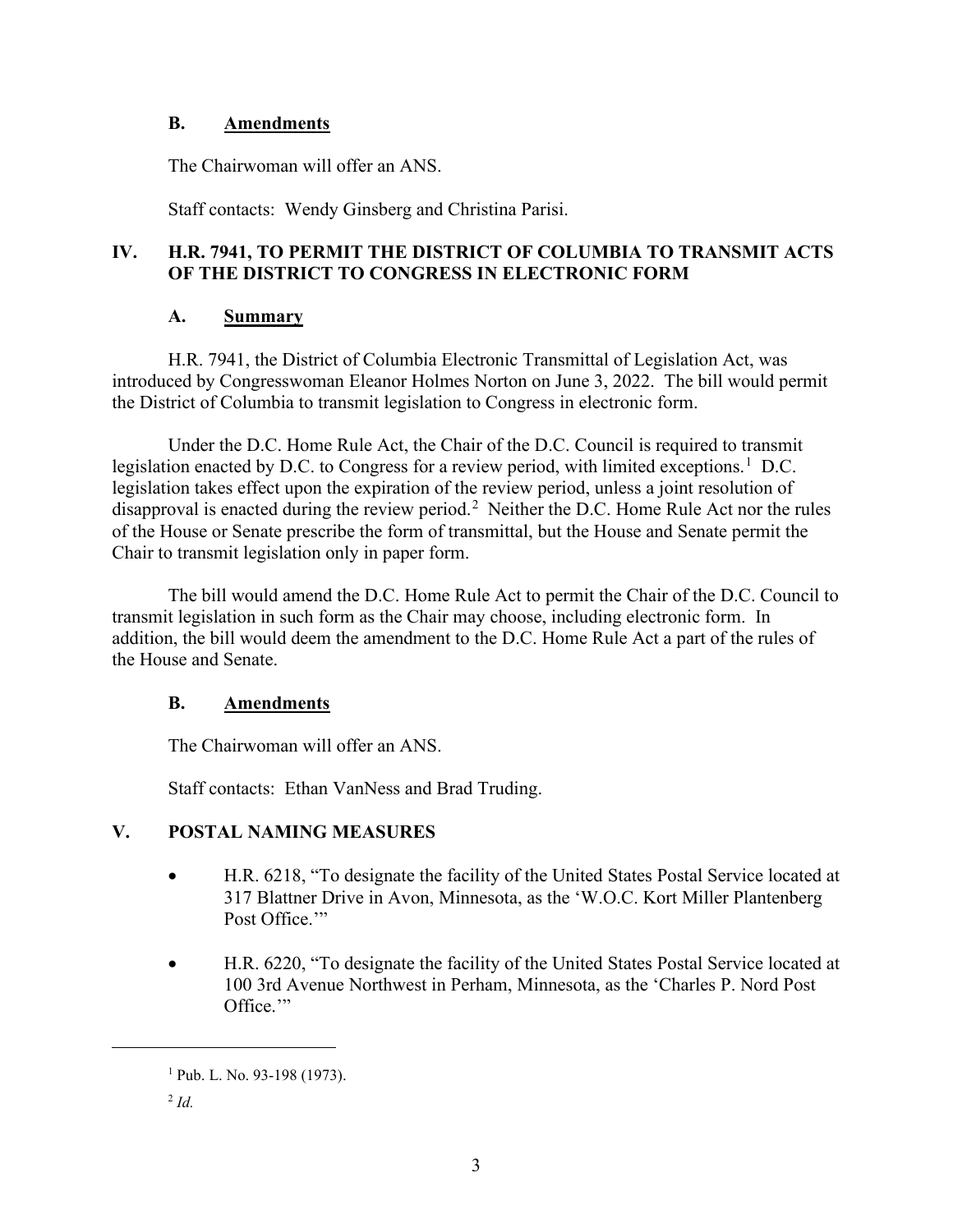### B. Amendments

The Chairwoman will offer an ANS.

Staff contacts: Wendy Ginsberg and Christina Parisi.

## IV. H.R. 7941, TO PERMIT THE DISTRICT OF COLUMBIA TO TRANSMIT ACTS OF THE DISTRICT TO CONGRESS IN ELECTRONIC FORM

### A. Summary

H.R. 7941, the District of Columbia Electronic Transmittal of Legislation Act, was introduced by Congresswoman Eleanor Holmes Norton on June 3, 2022. The bill would permit the District of Columbia to transmit legislation to Congress in electronic form.

Under the D.C. Home Rule Act, the Chair of the D.C. Council is required to transmit legislation enacted by D.C. to Congress for a review period, with limited exceptions.[1] D.C. legislation takes effect upon the expiration of the review period, unless a joint resolution of disapproval is enacted during the review period.[2] Neither the D.C. Home Rule Act nor the rules of the House or Senate prescribe the form of transmittal, but the House and Senate permit the Chair to transmit legislation only in paper form.

The bill would amend the D.C. Home Rule Act to permit the Chair of the D.C. Council to transmit legislation in such form as the Chair may choose, including electronic form. In addition, the bill would deem the amendment to the D.C. Home Rule Act a part of the rules of the House and Senate.

### B. Amendments

The Chairwoman will offer an ANS.

Staff contacts: Ethan VanNess and Brad Truding.

## V. POSTAL NAMING MEASURES

- H.R. 6218, "To designate the facility of the United States Postal Service located at 317 Blattner Drive in Avon, Minnesota, as the 'W.O.C. Kort Miller Plantenberg Post Office.'"
- H.R. 6220, "To designate the facility of the United States Postal Service located at 100 3rd Avenue Northwest in Perham, Minnesota, as the 'Charles P. Nord Post Office.'"

---

[1] Pub. L. No. 93-198 (1973).

[2] *Id.*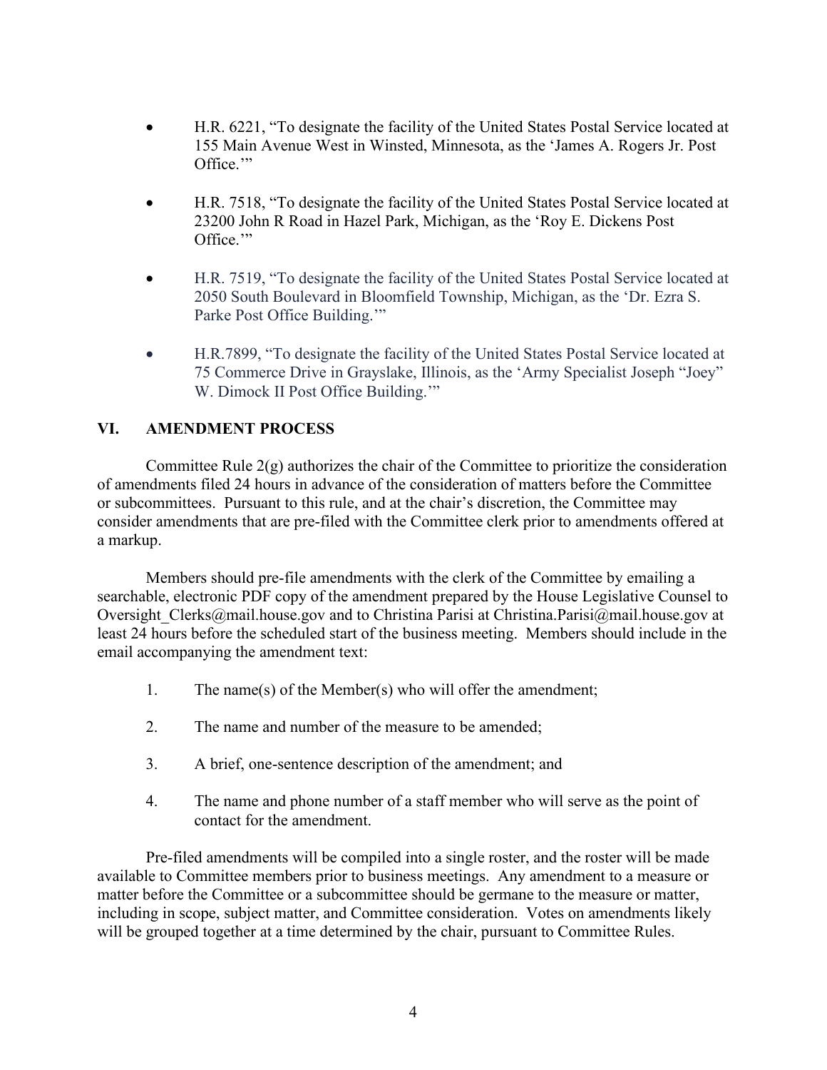- H.R. 6221, "To designate the facility of the United States Postal Service located at 155 Main Avenue West in Winsted, Minnesota, as the 'James A. Rogers Jr. Post Office.'"

- H.R. 7518, "To designate the facility of the United States Postal Service located at 23200 John R Road in Hazel Park, Michigan, as the 'Roy E. Dickens Post Office.'"

- H.R. 7519, "To designate the facility of the United States Postal Service located at 2050 South Boulevard in Bloomfield Township, Michigan, as the 'Dr. Ezra S. Parke Post Office Building.'"

- H.R.7899, "To designate the facility of the United States Postal Service located at 75 Commerce Drive in Grayslake, Illinois, as the 'Army Specialist Joseph "Joey" W. Dimock II Post Office Building.'"

## VI. AMENDMENT PROCESS

Committee Rule 2(g) authorizes the chair of the Committee to prioritize the consideration of amendments filed 24 hours in advance of the consideration of matters before the Committee or subcommittees. Pursuant to this rule, and at the chair's discretion, the Committee may consider amendments that are pre-filed with the Committee clerk prior to amendments offered at a markup.

Members should pre-file amendments with the clerk of the Committee by emailing a searchable, electronic PDF copy of the amendment prepared by the House Legislative Counsel to Oversight_Clerks@mail.house.gov and to Christina Parisi at Christina.Parisi@mail.house.gov at least 24 hours before the scheduled start of the business meeting. Members should include in the email accompanying the amendment text:

1. The name(s) of the Member(s) who will offer the amendment;

2. The name and number of the measure to be amended;

3. A brief, one-sentence description of the amendment; and

4. The name and phone number of a staff member who will serve as the point of contact for the amendment.

Pre-filed amendments will be compiled into a single roster, and the roster will be made available to Committee members prior to business meetings. Any amendment to a measure or matter before the Committee or a subcommittee should be germane to the measure or matter, including in scope, subject matter, and Committee consideration. Votes on amendments likely will be grouped together at a time determined by the chair, pursuant to Committee Rules.